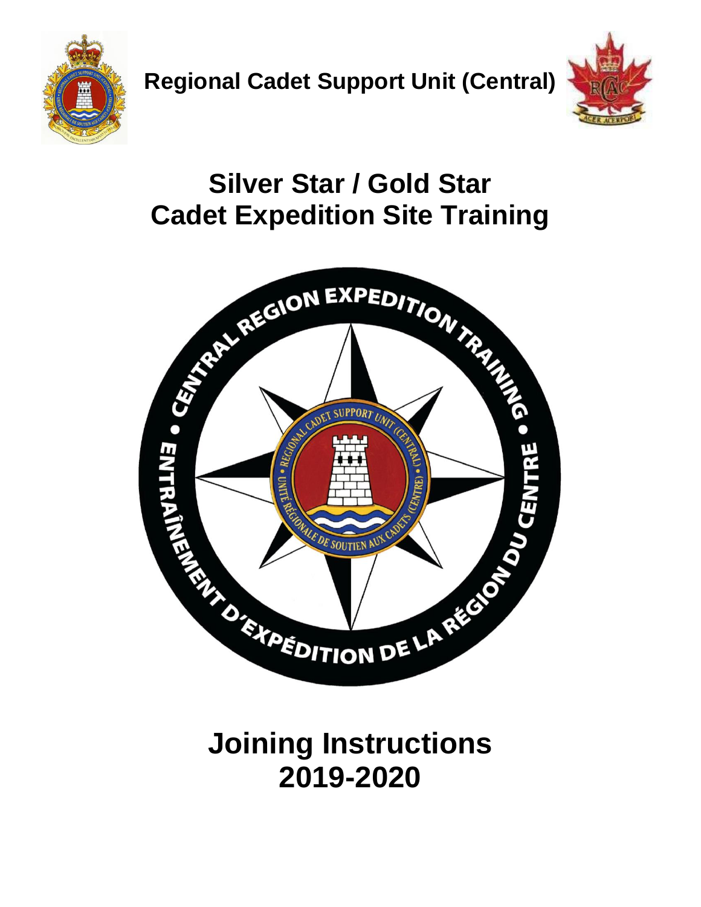# Regional Cadet Support Unit (Central)

# Silver Star / Gold Star Cadet Expedition Site Training

# Joining Instructions 2019-2020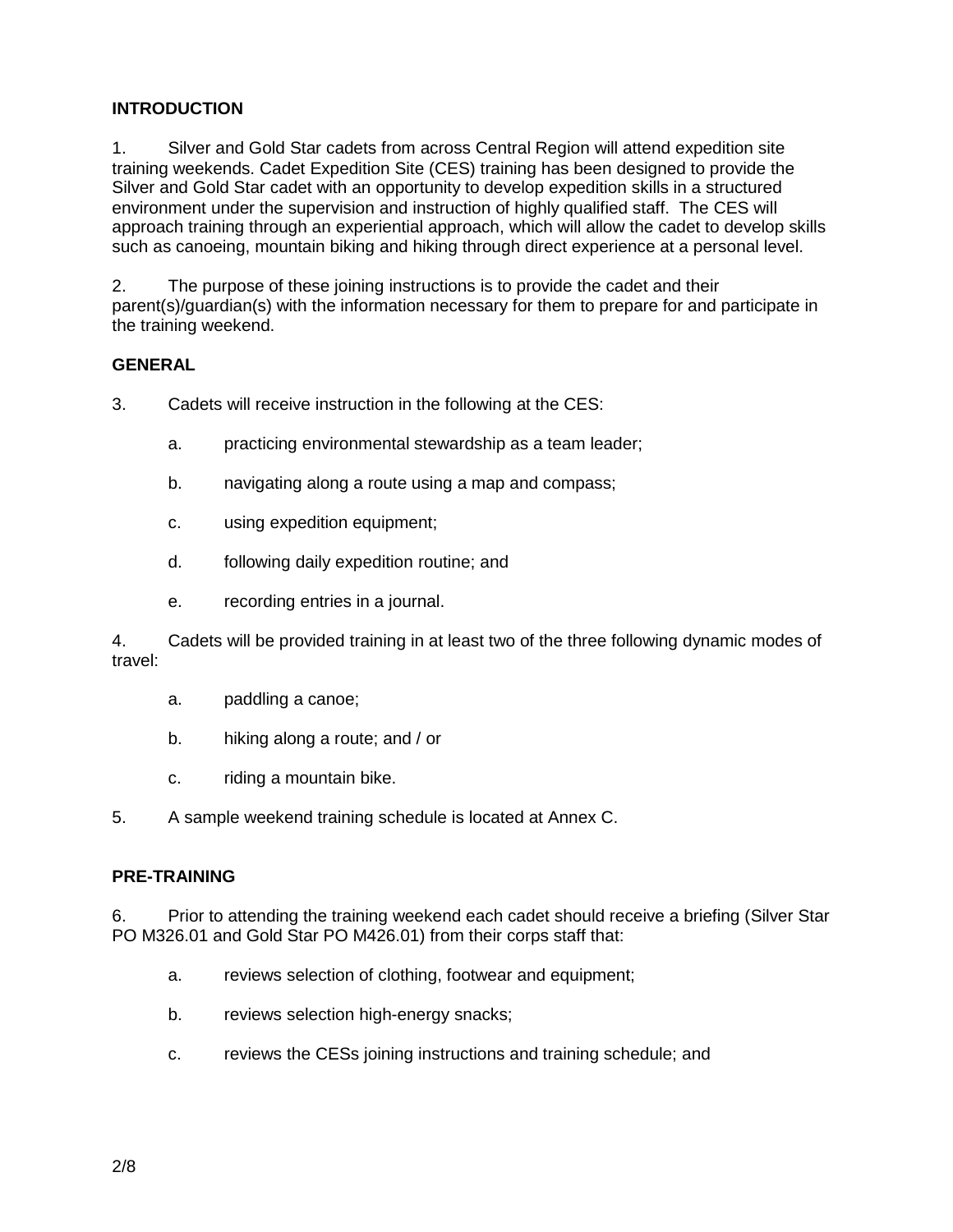**INTRODUCTION**

1. Silver and Gold Star cadets from across Central Region will attend expedition site training weekends. Cadet Expedition Site (CES) training has been designed to provide the Silver and Gold Star cadet with an opportunity to develop expedition skills in a structured environment under the supervision and instruction of highly qualified staff. The CES will approach training through an experiential approach, which will allow the cadet to develop skills such as canoeing, mountain biking and hiking through direct experience at a personal level.

2. The purpose of these joining instructions is to provide the cadet and their parent(s)/guardian(s) with the information necessary for them to prepare for and participate in the training weekend.

**GENERAL**

3. Cadets will receive instruction in the following at the CES:

   a. practicing environmental stewardship as a team leader;

   b. navigating along a route using a map and compass;

   c. using expedition equipment;

   d. following daily expedition routine; and

   e. recording entries in a journal.

4. Cadets will be provided training in at least two of the three following dynamic modes of travel:

   a. paddling a canoe;

   b. hiking along a route; and / or

   c. riding a mountain bike.

5. A sample weekend training schedule is located at Annex C.

**PRE-TRAINING**

6. Prior to attending the training weekend each cadet should receive a briefing (Silver Star PO M326.01 and Gold Star PO M426.01) from their corps staff that:

   a. reviews selection of clothing, footwear and equipment;

   b. reviews selection high-energy snacks;

   c. reviews the CESs joining instructions and training schedule; and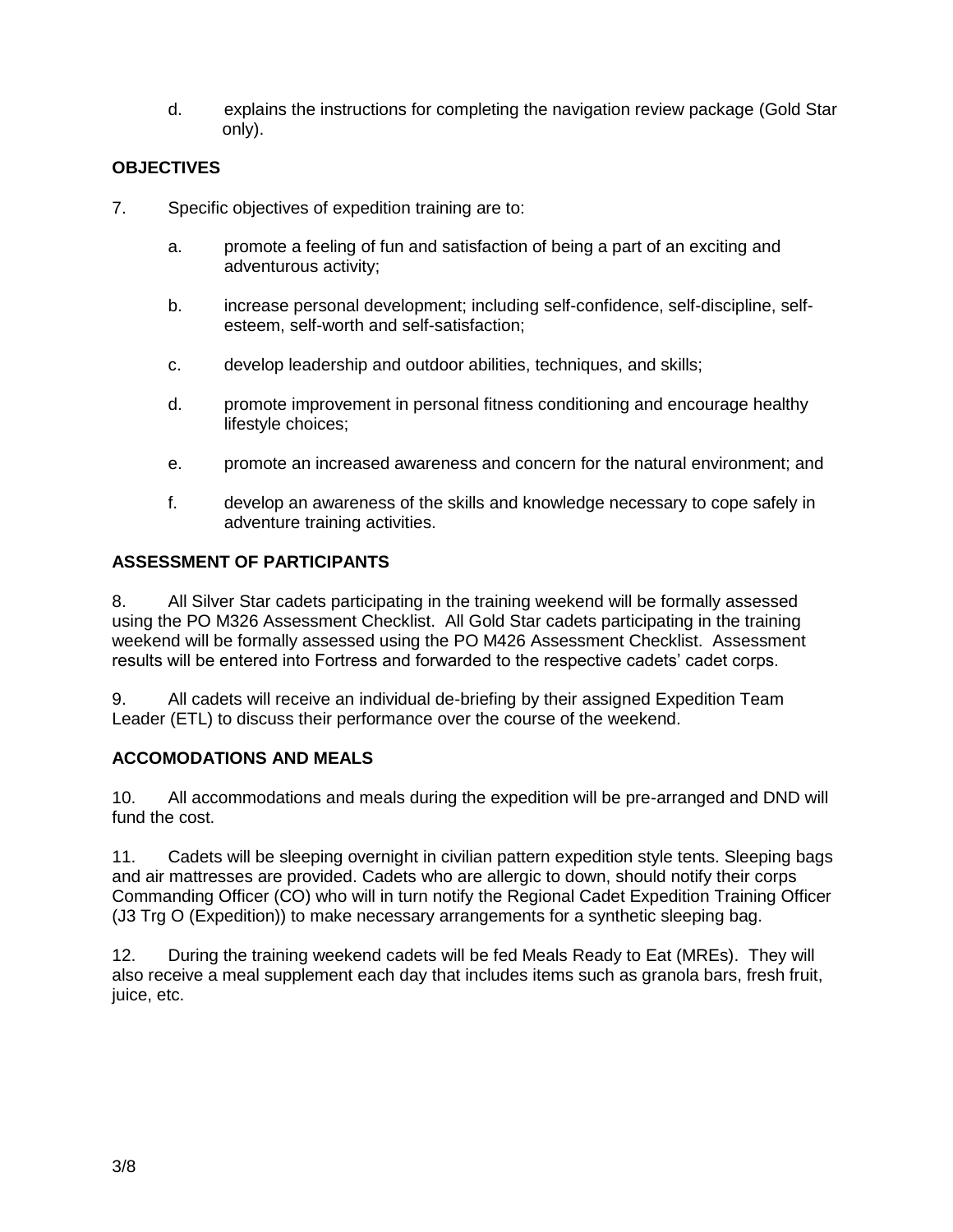d. explains the instructions for completing the navigation review package (Gold Star only).

## OBJECTIVES

7. Specific objectives of expedition training are to:

   a. promote a feeling of fun and satisfaction of being a part of an exciting and adventurous activity;

   b. increase personal development; including self-confidence, self-discipline, self-esteem, self-worth and self-satisfaction;

   c. develop leadership and outdoor abilities, techniques, and skills;

   d. promote improvement in personal fitness conditioning and encourage healthy lifestyle choices;

   e. promote an increased awareness and concern for the natural environment; and

   f. develop an awareness of the skills and knowledge necessary to cope safely in adventure training activities.

## ASSESSMENT OF PARTICIPANTS

8. All Silver Star cadets participating in the training weekend will be formally assessed using the PO M326 Assessment Checklist. All Gold Star cadets participating in the training weekend will be formally assessed using the PO M426 Assessment Checklist. Assessment results will be entered into Fortress and forwarded to the respective cadets' cadet corps.

9. All cadets will receive an individual de-briefing by their assigned Expedition Team Leader (ETL) to discuss their performance over the course of the weekend.

## ACCOMODATIONS AND MEALS

10. All accommodations and meals during the expedition will be pre-arranged and DND will fund the cost.

11. Cadets will be sleeping overnight in civilian pattern expedition style tents. Sleeping bags and air mattresses are provided. Cadets who are allergic to down, should notify their corps Commanding Officer (CO) who will in turn notify the Regional Cadet Expedition Training Officer (J3 Trg O (Expedition)) to make necessary arrangements for a synthetic sleeping bag.

12. During the training weekend cadets will be fed Meals Ready to Eat (MREs). They will also receive a meal supplement each day that includes items such as granola bars, fresh fruit, juice, etc.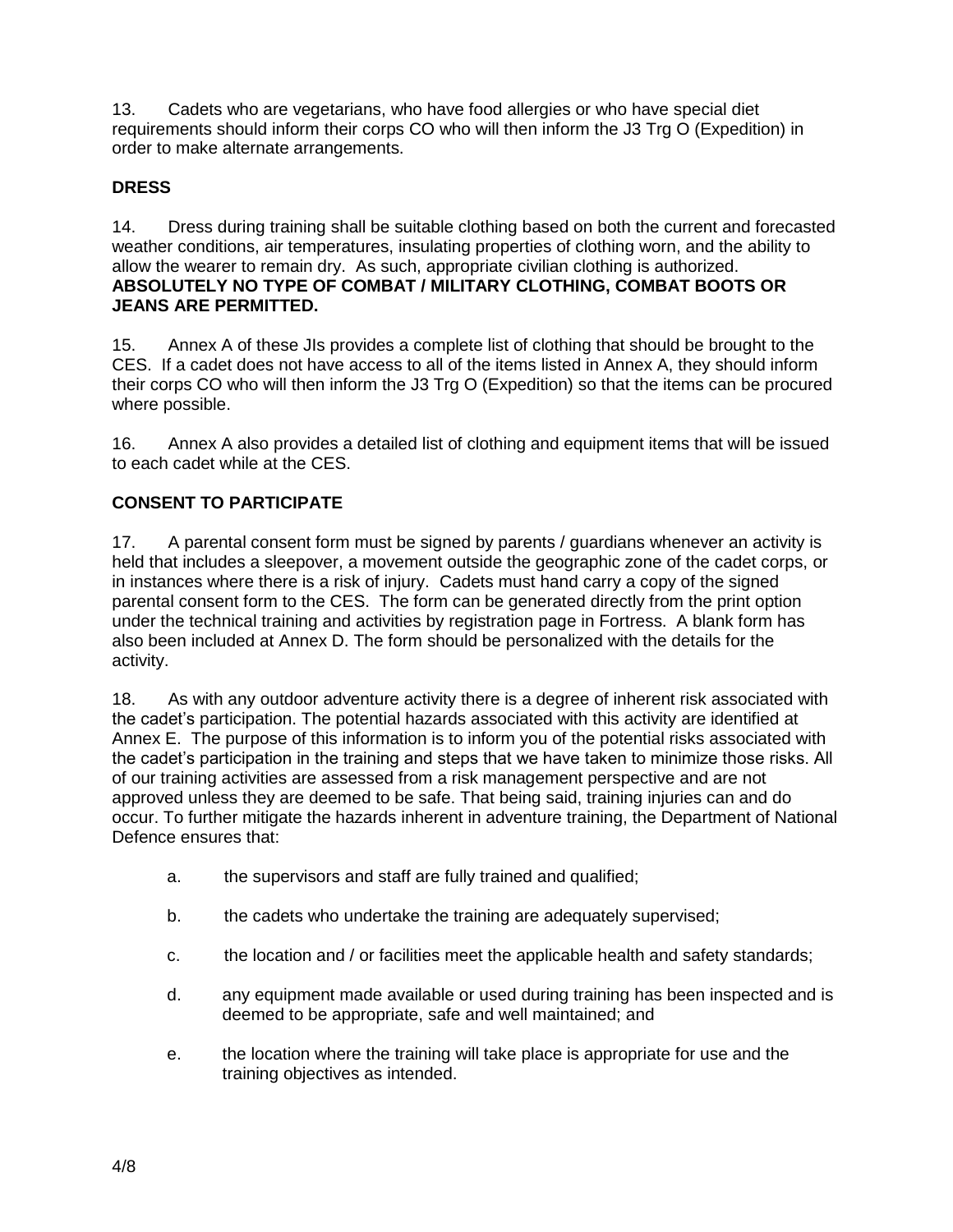13. Cadets who are vegetarians, who have food allergies or who have special diet requirements should inform their corps CO who will then inform the J3 Trg O (Expedition) in order to make alternate arrangements.

**DRESS**

14. Dress during training shall be suitable clothing based on both the current and forecasted weather conditions, air temperatures, insulating properties of clothing worn, and the ability to allow the wearer to remain dry. As such, appropriate civilian clothing is authorized. **ABSOLUTELY NO TYPE OF COMBAT / MILITARY CLOTHING, COMBAT BOOTS OR JEANS ARE PERMITTED.**

15. Annex A of these JIs provides a complete list of clothing that should be brought to the CES. If a cadet does not have access to all of the items listed in Annex A, they should inform their corps CO who will then inform the J3 Trg O (Expedition) so that the items can be procured where possible.

16. Annex A also provides a detailed list of clothing and equipment items that will be issued to each cadet while at the CES.

**CONSENT TO PARTICIPATE**

17. A parental consent form must be signed by parents / guardians whenever an activity is held that includes a sleepover, a movement outside the geographic zone of the cadet corps, or in instances where there is a risk of injury. Cadets must hand carry a copy of the signed parental consent form to the CES. The form can be generated directly from the print option under the technical training and activities by registration page in Fortress. A blank form has also been included at Annex D. The form should be personalized with the details for the activity.

18. As with any outdoor adventure activity there is a degree of inherent risk associated with the cadet's participation. The potential hazards associated with this activity are identified at Annex E. The purpose of this information is to inform you of the potential risks associated with the cadet's participation in the training and steps that we have taken to minimize those risks. All of our training activities are assessed from a risk management perspective and are not approved unless they are deemed to be safe. That being said, training injuries can and do occur. To further mitigate the hazards inherent in adventure training, the Department of National Defence ensures that:

a. the supervisors and staff are fully trained and qualified;

b. the cadets who undertake the training are adequately supervised;

c. the location and / or facilities meet the applicable health and safety standards;

d. any equipment made available or used during training has been inspected and is deemed to be appropriate, safe and well maintained; and

e. the location where the training will take place is appropriate for use and the training objectives as intended.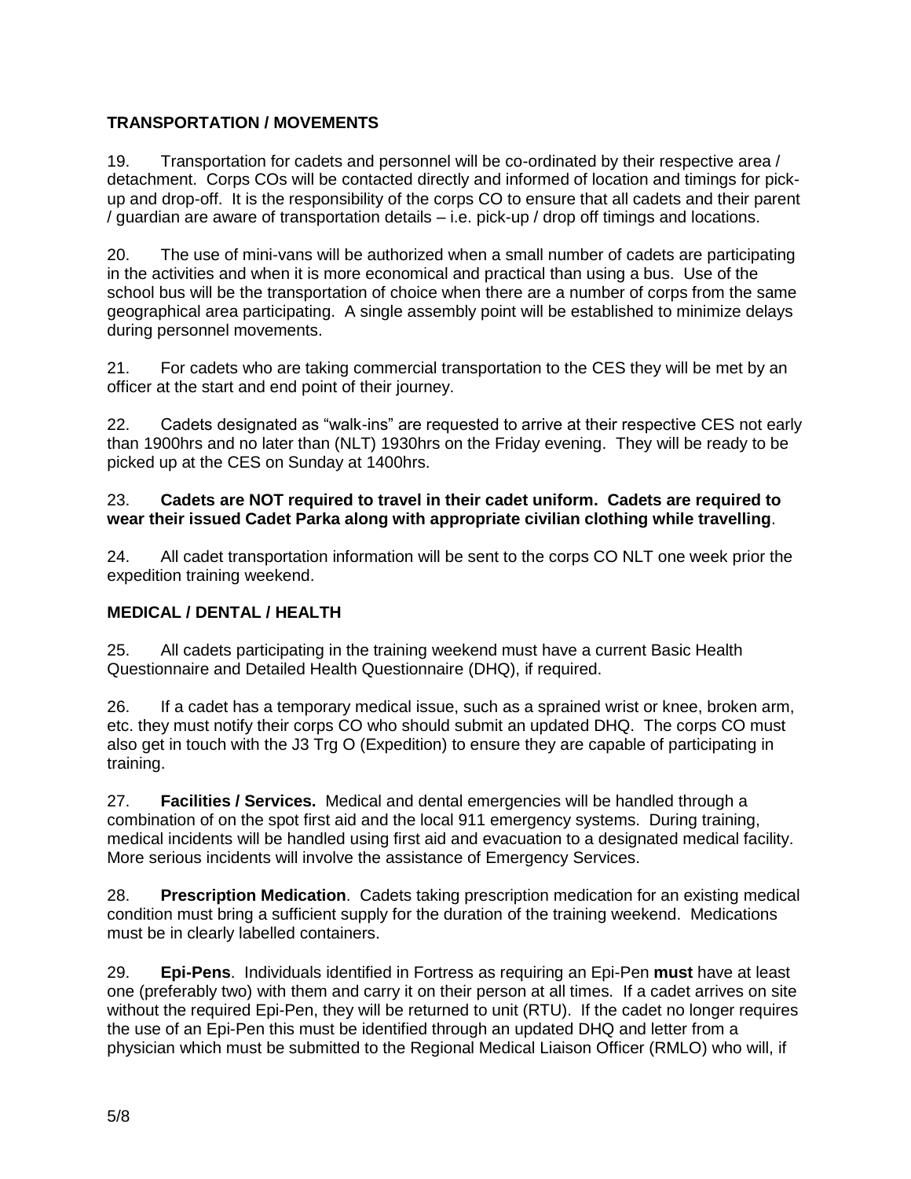**TRANSPORTATION / MOVEMENTS**

19. Transportation for cadets and personnel will be co-ordinated by their respective area / detachment. Corps COs will be contacted directly and informed of location and timings for pick-up and drop-off. It is the responsibility of the corps CO to ensure that all cadets and their parent / guardian are aware of transportation details – i.e. pick-up / drop off timings and locations.

20. The use of mini-vans will be authorized when a small number of cadets are participating in the activities and when it is more economical and practical than using a bus. Use of the school bus will be the transportation of choice when there are a number of corps from the same geographical area participating. A single assembly point will be established to minimize delays during personnel movements.

21. For cadets who are taking commercial transportation to the CES they will be met by an officer at the start and end point of their journey.

22. Cadets designated as "walk-ins" are requested to arrive at their respective CES not early than 1900hrs and no later than (NLT) 1930hrs on the Friday evening. They will be ready to be picked up at the CES on Sunday at 1400hrs.

23. **Cadets are NOT required to travel in their cadet uniform. Cadets are required to wear their issued Cadet Parka along with appropriate civilian clothing while travelling**.

24. All cadet transportation information will be sent to the corps CO NLT one week prior the expedition training weekend.

**MEDICAL / DENTAL / HEALTH**

25. All cadets participating in the training weekend must have a current Basic Health Questionnaire and Detailed Health Questionnaire (DHQ), if required.

26. If a cadet has a temporary medical issue, such as a sprained wrist or knee, broken arm, etc. they must notify their corps CO who should submit an updated DHQ. The corps CO must also get in touch with the J3 Trg O (Expedition) to ensure they are capable of participating in training.

27. **Facilities / Services.** Medical and dental emergencies will be handled through a combination of on the spot first aid and the local 911 emergency systems. During training, medical incidents will be handled using first aid and evacuation to a designated medical facility. More serious incidents will involve the assistance of Emergency Services.

28. **Prescription Medication**. Cadets taking prescription medication for an existing medical condition must bring a sufficient supply for the duration of the training weekend. Medications must be in clearly labelled containers.

29. **Epi-Pens**. Individuals identified in Fortress as requiring an Epi-Pen **must** have at least one (preferably two) with them and carry it on their person at all times. If a cadet arrives on site without the required Epi-Pen, they will be returned to unit (RTU). If the cadet no longer requires the use of an Epi-Pen this must be identified through an updated DHQ and letter from a physician which must be submitted to the Regional Medical Liaison Officer (RMLO) who will, if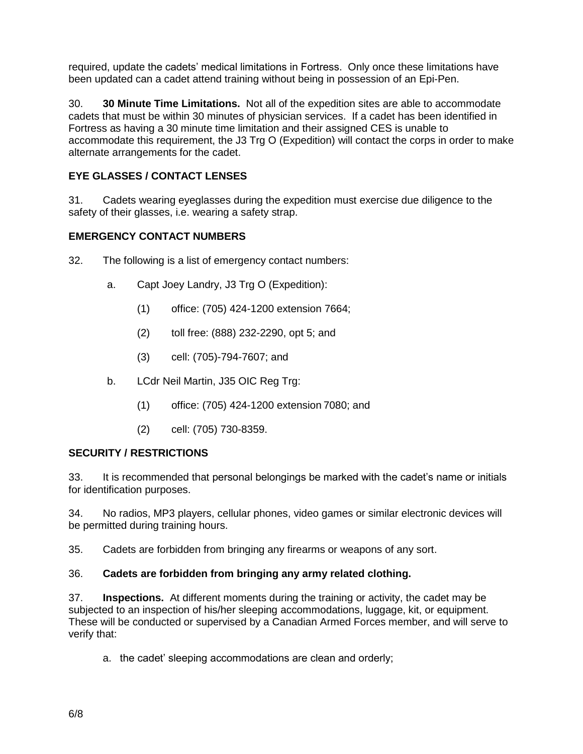required, update the cadets' medical limitations in Fortress. Only once these limitations have been updated can a cadet attend training without being in possession of an Epi-Pen.

30. **30 Minute Time Limitations.** Not all of the expedition sites are able to accommodate cadets that must be within 30 minutes of physician services. If a cadet has been identified in Fortress as having a 30 minute time limitation and their assigned CES is unable to accommodate this requirement, the J3 Trg O (Expedition) will contact the corps in order to make alternate arrangements for the cadet.

## EYE GLASSES / CONTACT LENSES

31. Cadets wearing eyeglasses during the expedition must exercise due diligence to the safety of their glasses, i.e. wearing a safety strap.

## EMERGENCY CONTACT NUMBERS

32. The following is a list of emergency contact numbers:

   a. Capt Joey Landry, J3 Trg O (Expedition):

      (1) office: (705) 424-1200 extension 7664;

      (2) toll free: (888) 232-2290, opt 5; and

      (3) cell: (705)-794-7607; and

   b. LCdr Neil Martin, J35 OIC Reg Trg:

      (1) office: (705) 424-1200 extension 7080; and

      (2) cell: (705) 730-8359.

## SECURITY / RESTRICTIONS

33. It is recommended that personal belongings be marked with the cadet's name or initials for identification purposes.

34. No radios, MP3 players, cellular phones, video games or similar electronic devices will be permitted during training hours.

35. Cadets are forbidden from bringing any firearms or weapons of any sort.

36. **Cadets are forbidden from bringing any army related clothing.**

37. **Inspections.** At different moments during the training or activity, the cadet may be subjected to an inspection of his/her sleeping accommodations, luggage, kit, or equipment. These will be conducted or supervised by a Canadian Armed Forces member, and will serve to verify that:

   a. the cadet' sleeping accommodations are clean and orderly;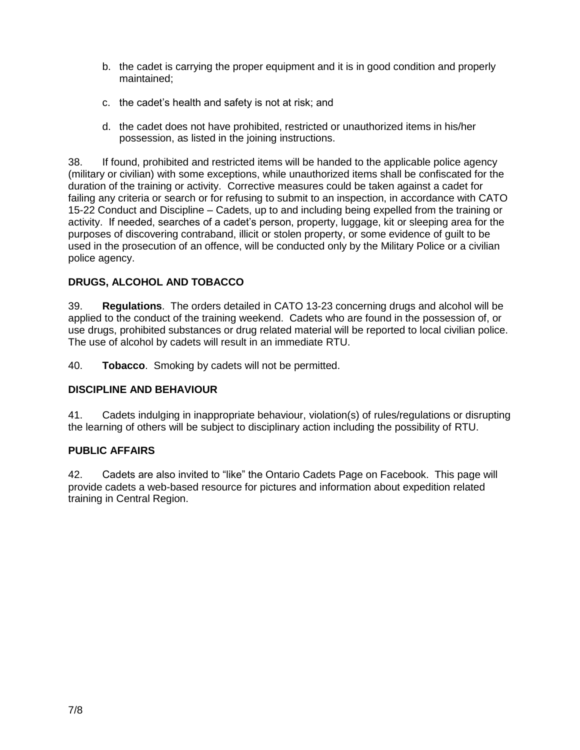b. the cadet is carrying the proper equipment and it is in good condition and properly maintained;

c. the cadet's health and safety is not at risk; and

d. the cadet does not have prohibited, restricted or unauthorized items in his/her possession, as listed in the joining instructions.

38. If found, prohibited and restricted items will be handed to the applicable police agency (military or civilian) with some exceptions, while unauthorized items shall be confiscated for the duration of the training or activity. Corrective measures could be taken against a cadet for failing any criteria or search or for refusing to submit to an inspection, in accordance with CATO 15-22 Conduct and Discipline – Cadets, up to and including being expelled from the training or activity. If needed, searches of a cadet's person, property, luggage, kit or sleeping area for the purposes of discovering contraband, illicit or stolen property, or some evidence of guilt to be used in the prosecution of an offence, will be conducted only by the Military Police or a civilian police agency.

## DRUGS, ALCOHOL AND TOBACCO

39. **Regulations**. The orders detailed in CATO 13-23 concerning drugs and alcohol will be applied to the conduct of the training weekend. Cadets who are found in the possession of, or use drugs, prohibited substances or drug related material will be reported to local civilian police. The use of alcohol by cadets will result in an immediate RTU.

40. **Tobacco**. Smoking by cadets will not be permitted.

## DISCIPLINE AND BEHAVIOUR

41. Cadets indulging in inappropriate behaviour, violation(s) of rules/regulations or disrupting the learning of others will be subject to disciplinary action including the possibility of RTU.

## PUBLIC AFFAIRS

42. Cadets are also invited to "like" the Ontario Cadets Page on Facebook. This page will provide cadets a web-based resource for pictures and information about expedition related training in Central Region.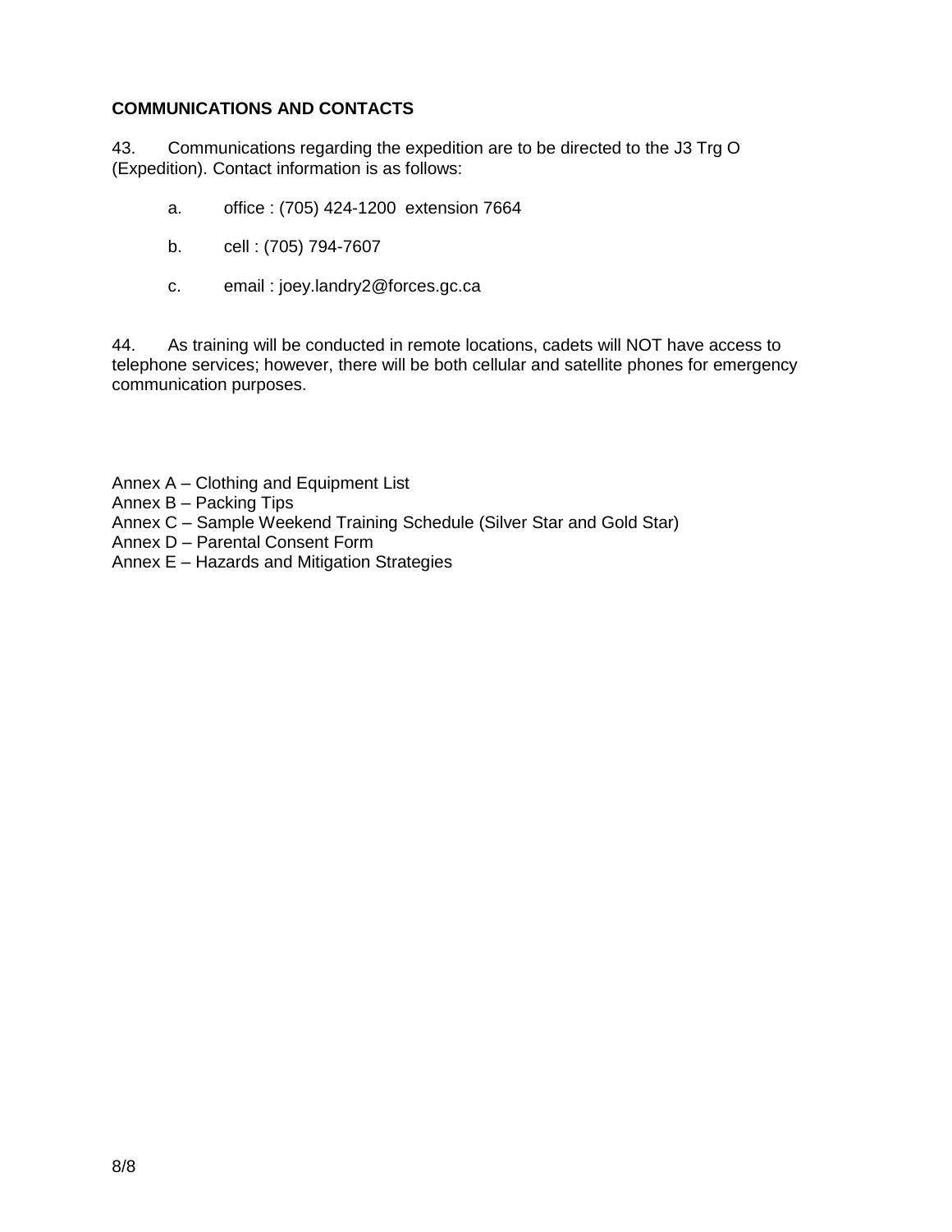**COMMUNICATIONS AND CONTACTS**

43. Communications regarding the expedition are to be directed to the J3 Trg O (Expedition). Contact information is as follows:

   a. office : (705) 424-1200 extension 7664

   b. cell : (705) 794-7607

   c. email : joey.landry2@forces.gc.ca

44. As training will be conducted in remote locations, cadets will NOT have access to telephone services; however, there will be both cellular and satellite phones for emergency communication purposes.

Annex A – Clothing and Equipment List
Annex B – Packing Tips
Annex C – Sample Weekend Training Schedule (Silver Star and Gold Star)
Annex D – Parental Consent Form
Annex E – Hazards and Mitigation Strategies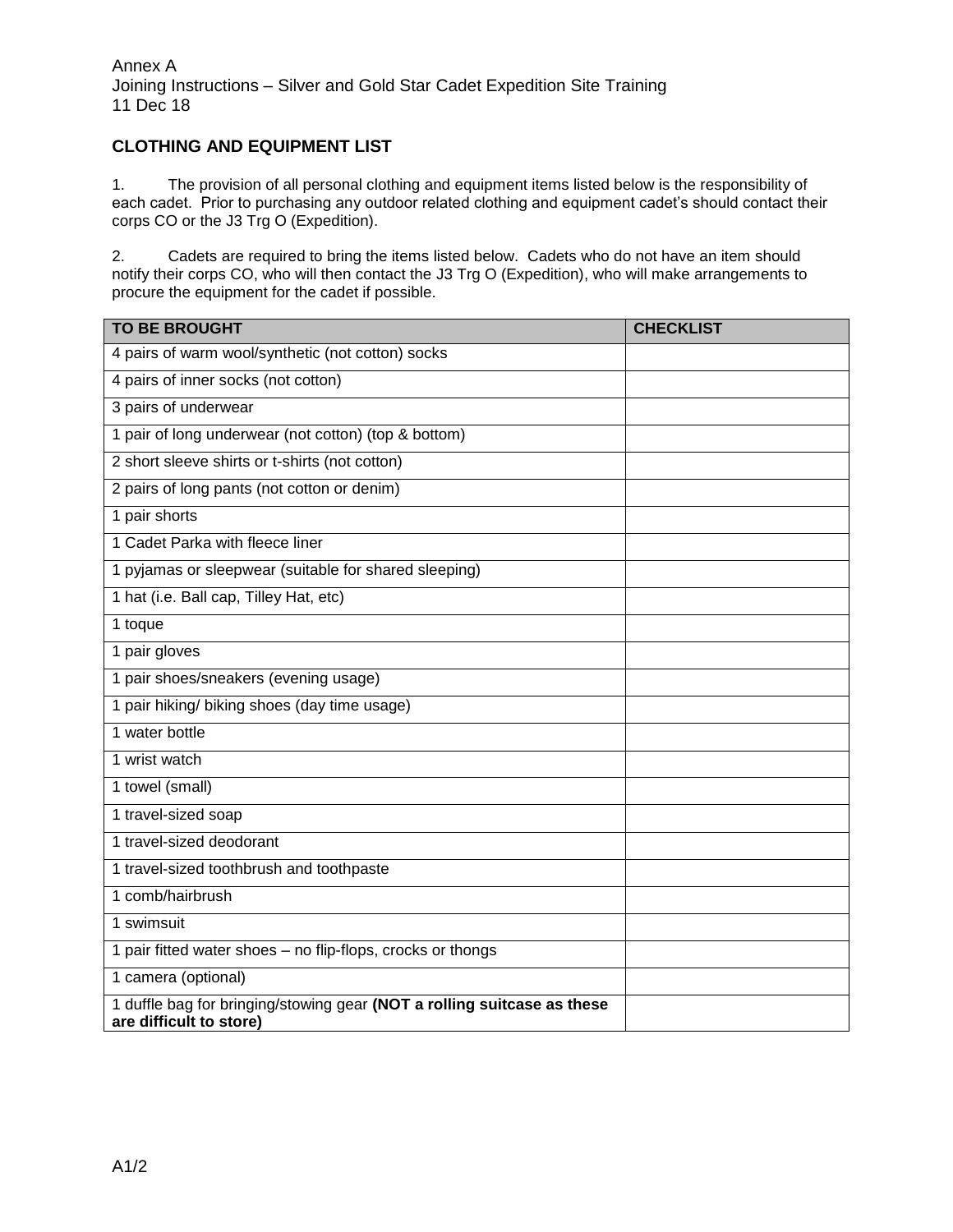Annex A
Joining Instructions – Silver and Gold Star Cadet Expedition Site Training
11 Dec 18

## CLOTHING AND EQUIPMENT LIST

1. The provision of all personal clothing and equipment items listed below is the responsibility of each cadet. Prior to purchasing any outdoor related clothing and equipment cadet's should contact their corps CO or the J3 Trg O (Expedition).

2. Cadets are required to bring the items listed below. Cadets who do not have an item should notify their corps CO, who will then contact the J3 Trg O (Expedition), who will make arrangements to procure the equipment for the cadet if possible.

| TO BE BROUGHT | CHECKLIST |
|---|---|
| 4 pairs of warm wool/synthetic (not cotton) socks | |
| 4 pairs of inner socks (not cotton) | |
| 3 pairs of underwear | |
| 1 pair of long underwear (not cotton) (top & bottom) | |
| 2 short sleeve shirts or t-shirts (not cotton) | |
| 2 pairs of long pants (not cotton or denim) | |
| 1 pair shorts | |
| 1 Cadet Parka with fleece liner | |
| 1 pyjamas or sleepwear (suitable for shared sleeping) | |
| 1 hat (i.e. Ball cap, Tilley Hat, etc) | |
| 1 toque | |
| 1 pair gloves | |
| 1 pair shoes/sneakers (evening usage) | |
| 1 pair hiking/ biking shoes (day time usage) | |
| 1 water bottle | |
| 1 wrist watch | |
| 1 towel (small) | |
| 1 travel-sized soap | |
| 1 travel-sized deodorant | |
| 1 travel-sized toothbrush and toothpaste | |
| 1 comb/hairbrush | |
| 1 swimsuit | |
| 1 pair fitted water shoes – no flip-flops, crocks or thongs | |
| 1 camera (optional) | |
| 1 duffle bag for bringing/stowing gear **(NOT a rolling suitcase as these are difficult to store)** | |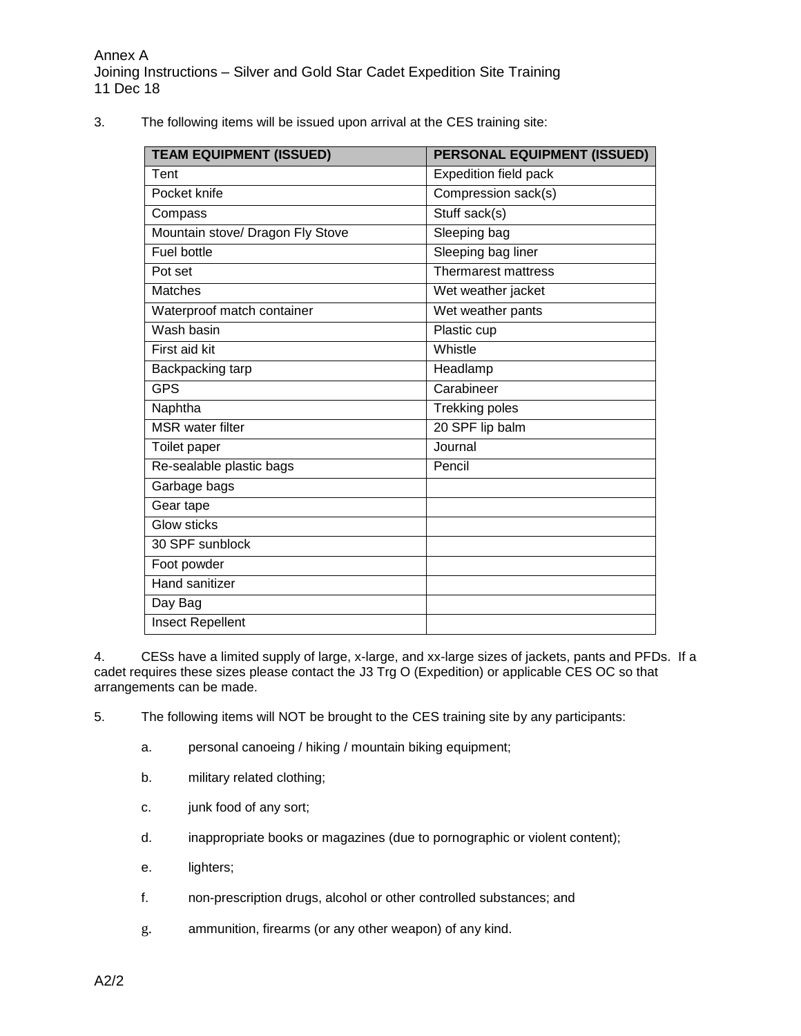3. The following items will be issued upon arrival at the CES training site:

| TEAM EQUIPMENT (ISSUED) | PERSONAL EQUIPMENT (ISSUED) |
|---|---|
| Tent | Expedition field pack |
| Pocket knife | Compression sack(s) |
| Compass | Stuff sack(s) |
| Mountain stove/ Dragon Fly Stove | Sleeping bag |
| Fuel bottle | Sleeping bag liner |
| Pot set | Thermarest mattress |
| Matches | Wet weather jacket |
| Waterproof match container | Wet weather pants |
| Wash basin | Plastic cup |
| First aid kit | Whistle |
| Backpacking tarp | Headlamp |
| GPS | Carabineer |
| Naphtha | Trekking poles |
| MSR water filter | 20 SPF lip balm |
| Toilet paper | Journal |
| Re-sealable plastic bags | Pencil |
| Garbage bags | |
| Gear tape | |
| Glow sticks | |
| 30 SPF sunblock | |
| Foot powder | |
| Hand sanitizer | |
| Day Bag | |
| Insect Repellent | |

4. CESs have a limited supply of large, x-large, and xx-large sizes of jackets, pants and PFDs. If a cadet requires these sizes please contact the J3 Trg O (Expedition) or applicable CES OC so that arrangements can be made.

5. The following items will NOT be brought to the CES training site by any participants:

a. personal canoeing / hiking / mountain biking equipment;

b. military related clothing;

c. junk food of any sort;

d. inappropriate books or magazines (due to pornographic or violent content);

e. lighters;

f. non-prescription drugs, alcohol or other controlled substances; and

g. ammunition, firearms (or any other weapon) of any kind.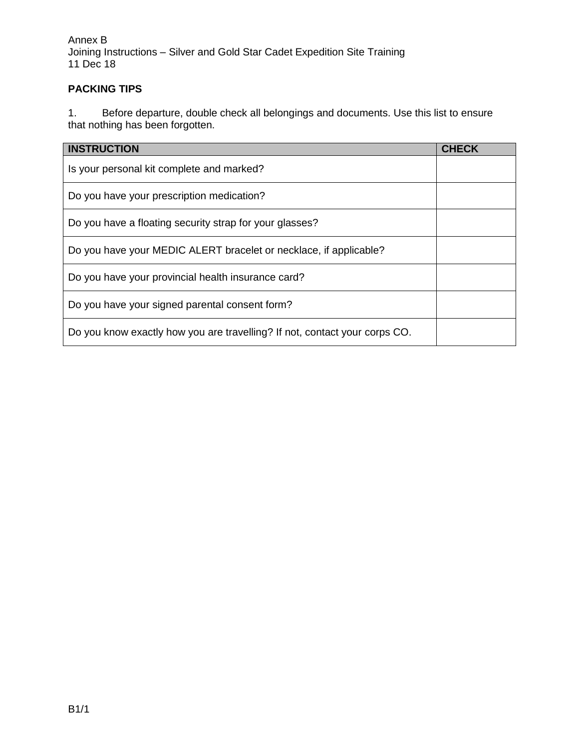Annex B
Joining Instructions – Silver and Gold Star Cadet Expedition Site Training
11 Dec 18

**PACKING TIPS**

1. Before departure, double check all belongings and documents. Use this list to ensure that nothing has been forgotten.

| INSTRUCTION | CHECK |
|---|---|
| Is your personal kit complete and marked? | |
| Do you have your prescription medication? | |
| Do you have a floating security strap for your glasses? | |
| Do you have your MEDIC ALERT bracelet or necklace, if applicable? | |
| Do you have your provincial health insurance card? | |
| Do you have your signed parental consent form? | |
| Do you know exactly how you are travelling? If not, contact your corps CO. | |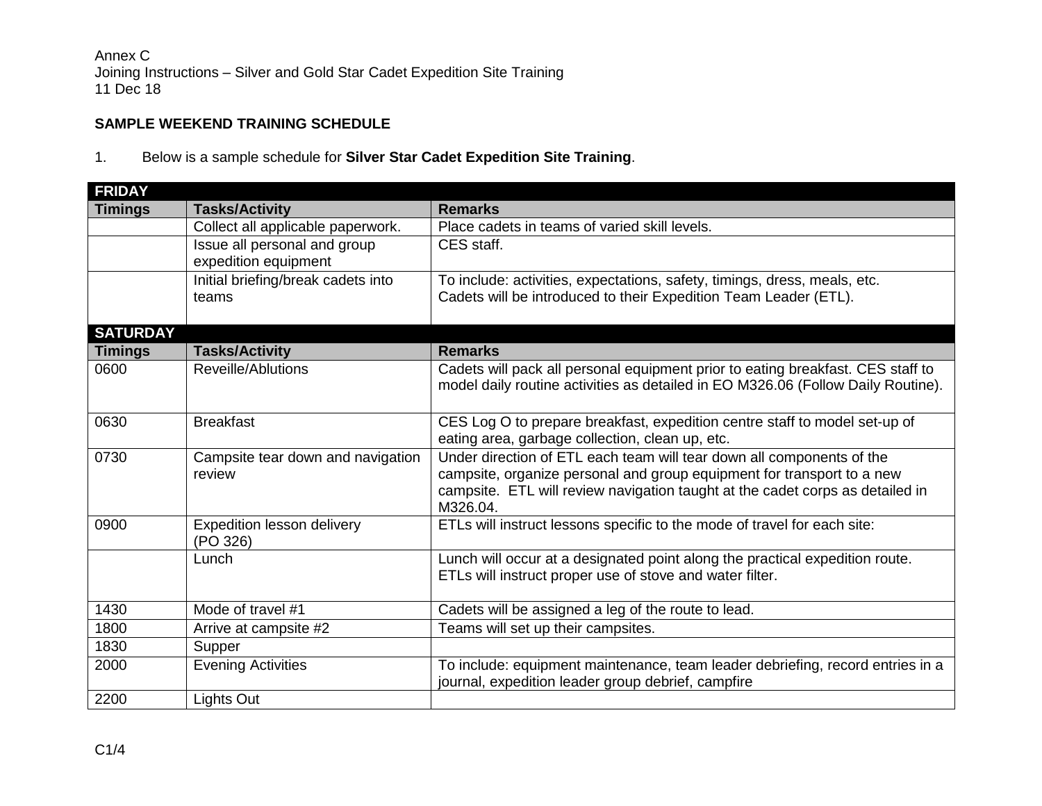Annex C
Joining Instructions – Silver and Gold Star Cadet Expedition Site Training
11 Dec 18

**SAMPLE WEEKEND TRAINING SCHEDULE**

1. Below is a sample schedule for **Silver Star Cadet Expedition Site Training**.

| **FRIDAY** | | |
|---|---|---|
| **Timings** | **Tasks/Activity** | **Remarks** |
| | Collect all applicable paperwork. | Place cadets in teams of varied skill levels. |
| | Issue all personal and group expedition equipment | CES staff. |
| | Initial briefing/break cadets into teams | To include: activities, expectations, safety, timings, dress, meals, etc. Cadets will be introduced to their Expedition Team Leader (ETL). |
| **SATURDAY** | | |
| **Timings** | **Tasks/Activity** | **Remarks** |
| 0600 | Reveille/Ablutions | Cadets will pack all personal equipment prior to eating breakfast. CES staff to model daily routine activities as detailed in EO M326.06 (Follow Daily Routine). |
| 0630 | Breakfast | CES Log O to prepare breakfast, expedition centre staff to model set-up of eating area, garbage collection, clean up, etc. |
| 0730 | Campsite tear down and navigation review | Under direction of ETL each team will tear down all components of the campsite, organize personal and group equipment for transport to a new campsite. ETL will review navigation taught at the cadet corps as detailed in M326.04. |
| 0900 | Expedition lesson delivery (PO 326) | ETLs will instruct lessons specific to the mode of travel for each site: |
| | Lunch | Lunch will occur at a designated point along the practical expedition route. ETLs will instruct proper use of stove and water filter. |
| 1430 | Mode of travel #1 | Cadets will be assigned a leg of the route to lead. |
| 1800 | Arrive at campsite #2 | Teams will set up their campsites. |
| 1830 | Supper | |
| 2000 | Evening Activities | To include: equipment maintenance, team leader debriefing, record entries in a journal, expedition leader group debrief, campfire |
| 2200 | Lights Out | |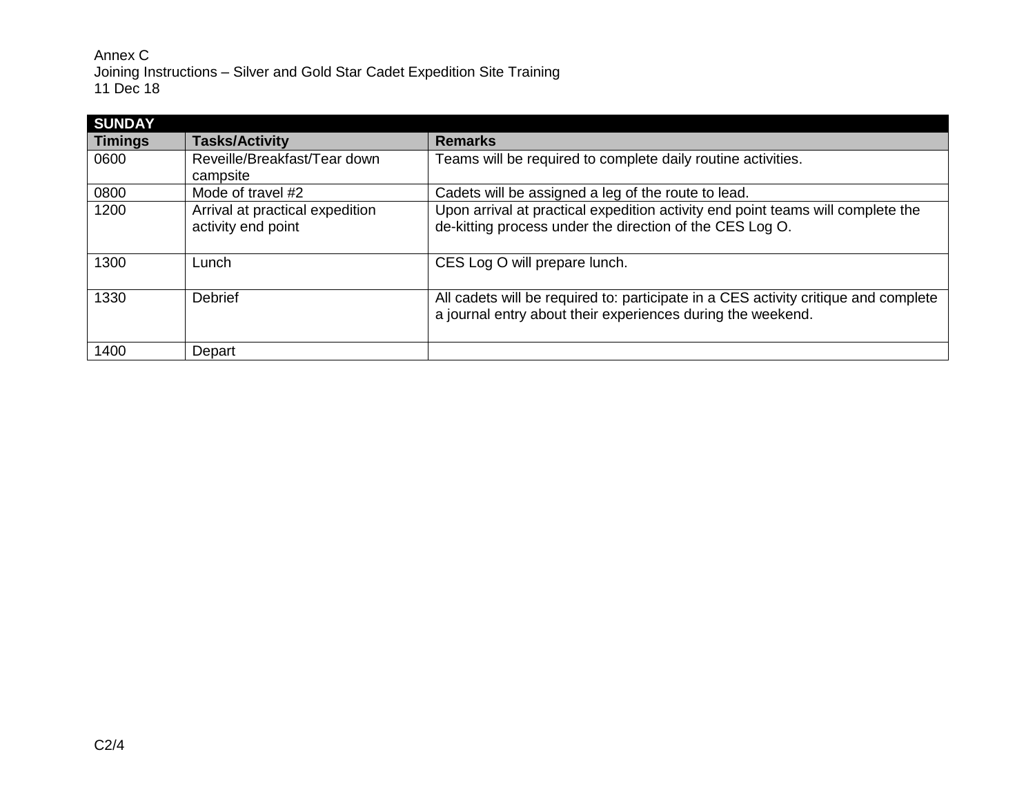| SUNDAY | | |
|---|---|---|
| **Timings** | **Tasks/Activity** | **Remarks** |
| 0600 | Reveille/Breakfast/Tear down campsite | Teams will be required to complete daily routine activities. |
| 0800 | Mode of travel #2 | Cadets will be assigned a leg of the route to lead. |
| 1200 | Arrival at practical expedition activity end point | Upon arrival at practical expedition activity end point teams will complete the de-kitting process under the direction of the CES Log O. |
| 1300 | Lunch | CES Log O will prepare lunch. |
| 1330 | Debrief | All cadets will be required to: participate in a CES activity critique and complete a journal entry about their experiences during the weekend. |
| 1400 | Depart | |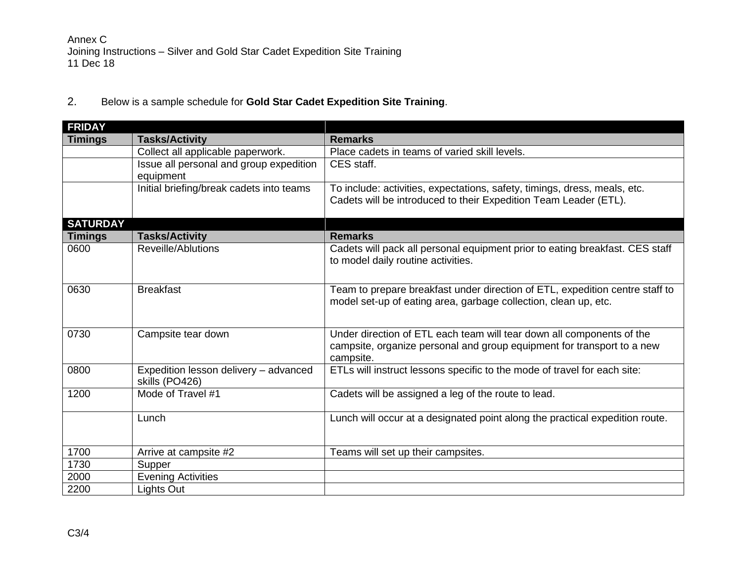Annex C
Joining Instructions – Silver and Gold Star Cadet Expedition Site Training
11 Dec 18

2. Below is a sample schedule for **Gold Star Cadet Expedition Site Training**.

| **FRIDAY** | | |
|---|---|---|
| **Timings** | **Tasks/Activity** | **Remarks** |
| | Collect all applicable paperwork. | Place cadets in teams of varied skill levels. |
| | Issue all personal and group expedition equipment | CES staff. |
| | Initial briefing/break cadets into teams | To include: activities, expectations, safety, timings, dress, meals, etc. Cadets will be introduced to their Expedition Team Leader (ETL). |
| **SATURDAY** | | |
| **Timings** | **Tasks/Activity** | **Remarks** |
| 0600 | Reveille/Ablutions | Cadets will pack all personal equipment prior to eating breakfast. CES staff to model daily routine activities. |
| 0630 | Breakfast | Team to prepare breakfast under direction of ETL, expedition centre staff to model set-up of eating area, garbage collection, clean up, etc. |
| 0730 | Campsite tear down | Under direction of ETL each team will tear down all components of the campsite, organize personal and group equipment for transport to a new campsite. |
| 0800 | Expedition lesson delivery – advanced skills (PO426) | ETLs will instruct lessons specific to the mode of travel for each site: |
| 1200 | Mode of Travel #1 | Cadets will be assigned a leg of the route to lead. |
| | Lunch | Lunch will occur at a designated point along the practical expedition route. |
| 1700 | Arrive at campsite #2 | Teams will set up their campsites. |
| 1730 | Supper | |
| 2000 | Evening Activities | |
| 2200 | Lights Out | |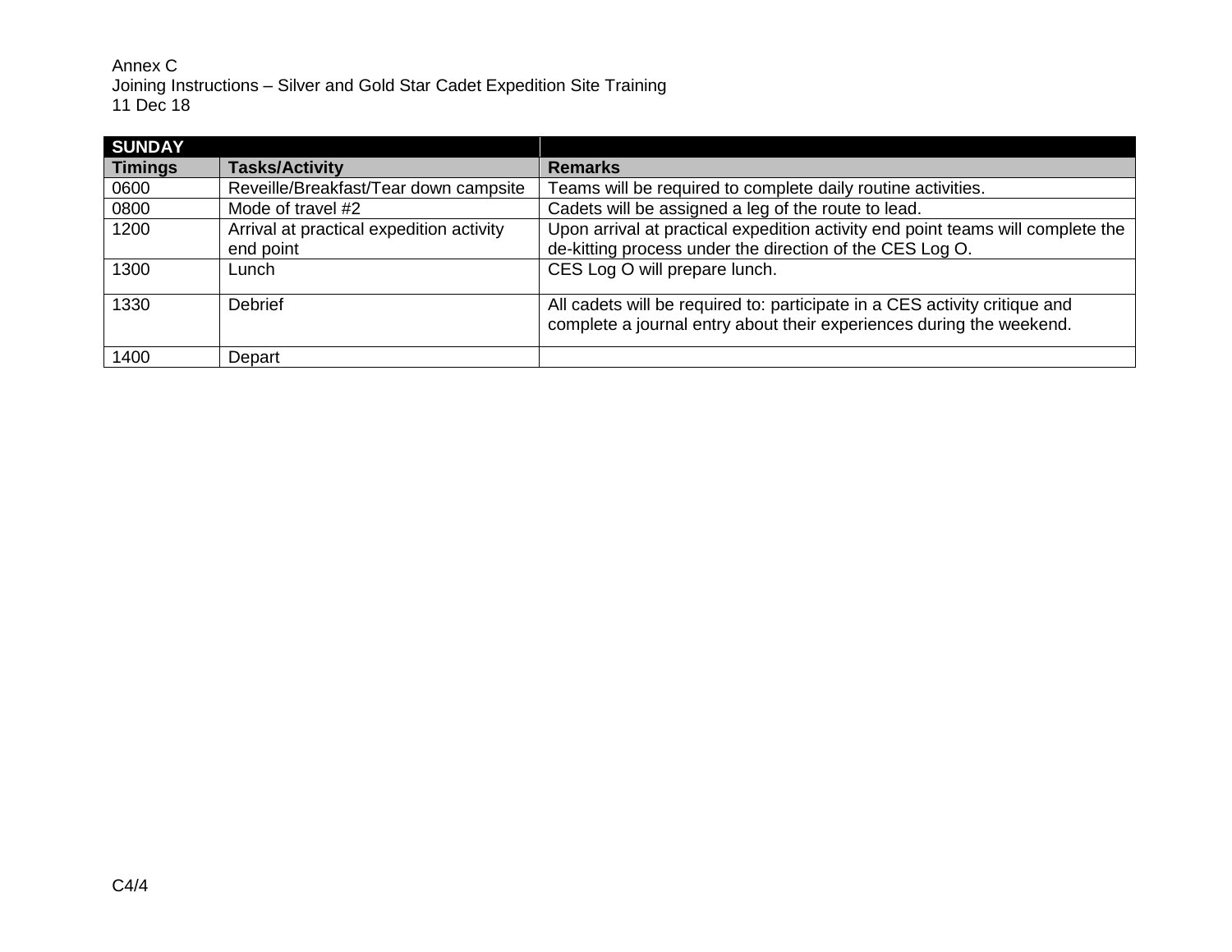| SUNDAY | | |
|---|---|---|
| **Timings** | **Tasks/Activity** | **Remarks** |
| 0600 | Reveille/Breakfast/Tear down campsite | Teams will be required to complete daily routine activities. |
| 0800 | Mode of travel #2 | Cadets will be assigned a leg of the route to lead. |
| 1200 | Arrival at practical expedition activity end point | Upon arrival at practical expedition activity end point teams will complete the de-kitting process under the direction of the CES Log O. |
| 1300 | Lunch | CES Log O will prepare lunch. |
| 1330 | Debrief | All cadets will be required to: participate in a CES activity critique and complete a journal entry about their experiences during the weekend. |
| 1400 | Depart | |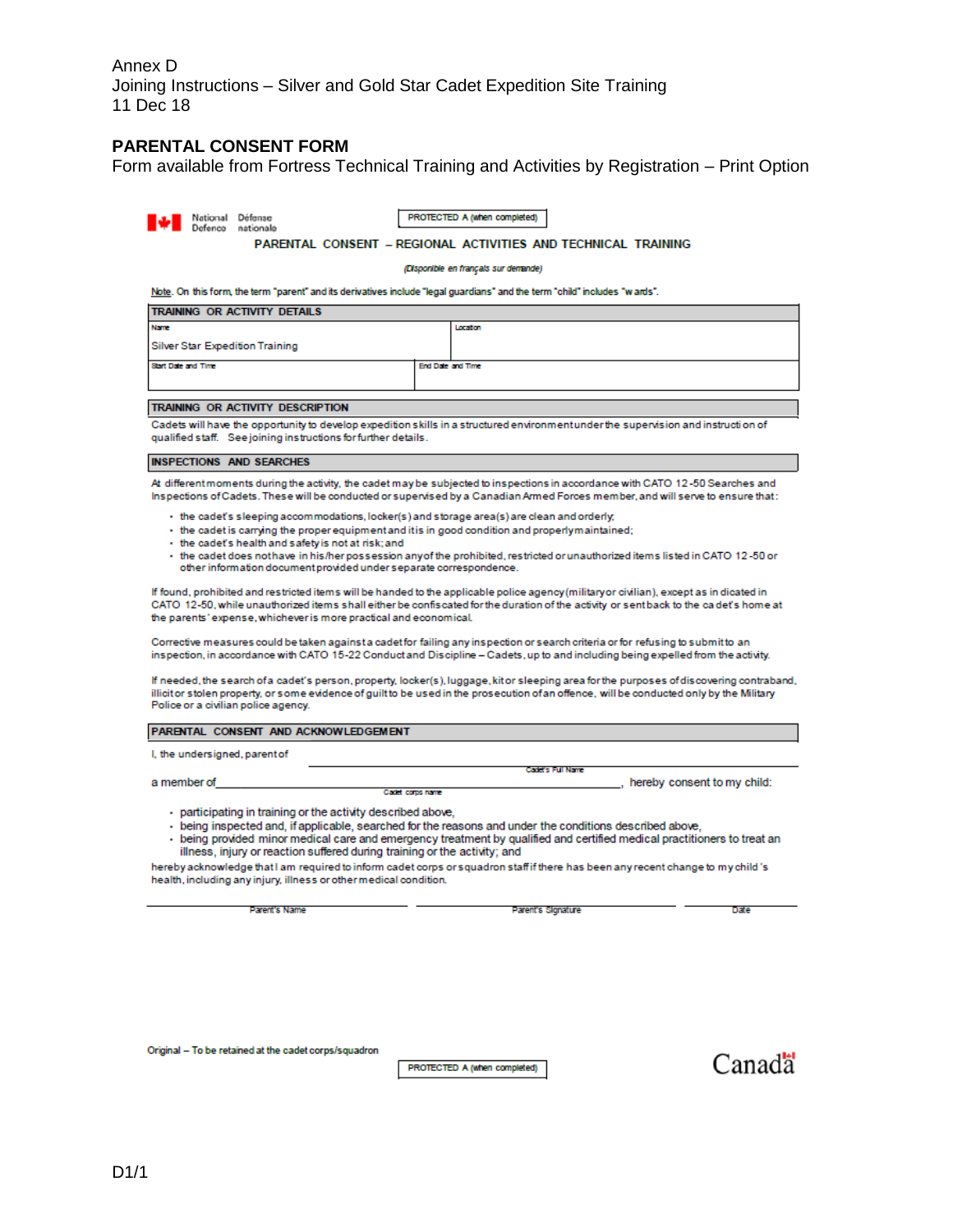Annex D
Joining Instructions – Silver and Gold Star Cadet Expedition Site Training
11 Dec 18

## PARENTAL CONSENT FORM

Form available from Fortress Technical Training and Activities by Registration – Print Option

National Defence | Défense nationale

PROTECTED A (when completed)

### PARENTAL CONSENT – REGIONAL ACTIVITIES AND TECHNICAL TRAINING

*(Disponible en français sur demande)*

Note. On this form, the term "parent" and its derivatives include "legal guardians" and the term "child" includes "wards".

| TRAINING OR ACTIVITY DETAILS | |
|---|---|
| Name<br>Silver Star Expedition Training | Location |
| Start Date and Time | End Date and Time |

**TRAINING OR ACTIVITY DESCRIPTION**

Cadets will have the opportunity to develop expedition skills in a structured environment under the supervision and instruction of qualified staff. See joining instructions for further details.

**INSPECTIONS AND SEARCHES**

At different moments during the activity, the cadet may be subjected to inspections in accordance with CATO 12-50 Searches and Inspections of Cadets. These will be conducted or supervised by a Canadian Armed Forces member, and will serve to ensure that:

- the cadet's sleeping accommodations, locker(s) and storage area(s) are clean and orderly;
- the cadet is carrying the proper equipment and it is in good condition and properly maintained;
- the cadet's health and safety is not at risk; and
- the cadet does not have in his/her possession any of the prohibited, restricted or unauthorized items listed in CATO 12-50 or other information document provided under separate correspondence.

If found, prohibited and restricted items will be handed to the applicable police agency (military or civilian), except as indicated in CATO 12-50, while unauthorized items shall either be confiscated for the duration of the activity or sent back to the cadet's home at the parents' expense, whichever is more practical and economical.

Corrective measures could be taken against a cadet for failing any inspection or search criteria or for refusing to submit to an inspection, in accordance with CATO 15-22 Conduct and Discipline – Cadets, up to and including being expelled from the activity.

If needed, the search of a cadet's person, property, locker(s), luggage, kit or sleeping area for the purposes of discovering contraband, illicit or stolen property, or some evidence of guilt to be used in the prosecution of an offence, will be conducted only by the Military Police or a civilian police agency.

**PARENTAL CONSENT AND ACKNOWLEDGEMENT**

I, the undersigned, parent of ______________________________ (Cadet's Full Name)

a member of ______________________________ (Cadet corps name), hereby consent to my child:

- participating in training or the activity described above,
- being inspected and, if applicable, searched for the reasons and under the conditions described above,
- being provided minor medical care and emergency treatment by qualified and certified medical practitioners to treat an illness, injury or reaction suffered during training or the activity; and

hereby acknowledge that I am required to inform cadet corps or squadron staff if there has been any recent change to my child's health, including any injury, illness or other medical condition.

______________________ Parent's Name    ______________________ Parent's Signature    ____________ Date

Original – To be retained at the cadet corps/squadron

PROTECTED A (when completed)

Canada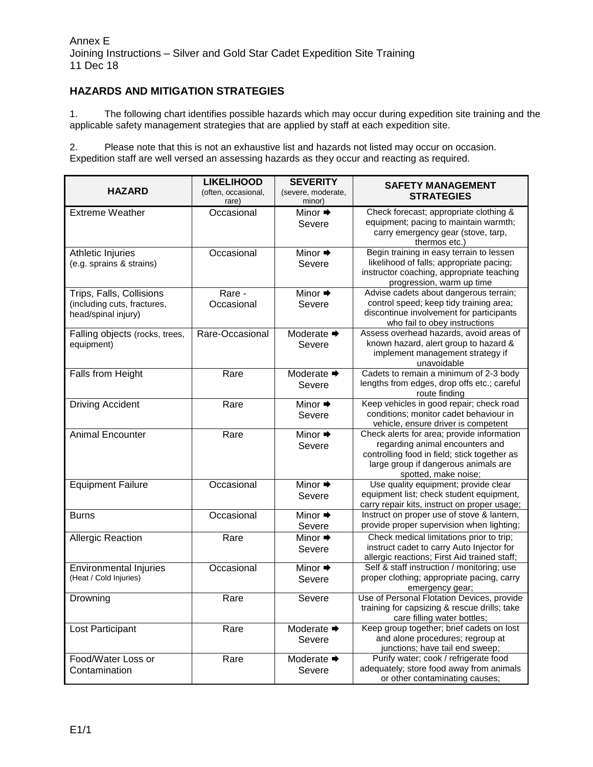Annex E
Joining Instructions – Silver and Gold Star Cadet Expedition Site Training
11 Dec 18

## HAZARDS AND MITIGATION STRATEGIES

1. The following chart identifies possible hazards which may occur during expedition site training and the applicable safety management strategies that are applied by staff at each expedition site.

2. Please note that this is not an exhaustive list and hazards not listed may occur on occasion. Expedition staff are well versed an assessing hazards as they occur and reacting as required.

| HAZARD | LIKELIHOOD (often, occasional, rare) | SEVERITY (severe, moderate, minor) | SAFETY MANAGEMENT STRATEGIES |
|---|---|---|---|
| Extreme Weather | Occasional | Minor ➡ Severe | Check forecast; appropriate clothing & equipment; pacing to maintain warmth; carry emergency gear (stove, tarp, thermos etc.) |
| Athletic Injuries (e.g. sprains & strains) | Occasional | Minor ➡ Severe | Begin training in easy terrain to lessen likelihood of falls; appropriate pacing; instructor coaching, appropriate teaching progression, warm up time |
| Trips, Falls, Collisions (including cuts, fractures, head/spinal injury) | Rare - Occasional | Minor ➡ Severe | Advise cadets about dangerous terrain; control speed; keep tidy training area; discontinue involvement for participants who fail to obey instructions |
| Falling objects (rocks, trees, equipment) | Rare-Occasional | Moderate ➡ Severe | Assess overhead hazards, avoid areas of known hazard, alert group to hazard & implement management strategy if unavoidable |
| Falls from Height | Rare | Moderate ➡ Severe | Cadets to remain a minimum of 2-3 body lengths from edges, drop offs etc.; careful route finding |
| Driving Accident | Rare | Minor ➡ Severe | Keep vehicles in good repair; check road conditions; monitor cadet behaviour in vehicle, ensure driver is competent |
| Animal Encounter | Rare | Minor ➡ Severe | Check alerts for area; provide information regarding animal encounters and controlling food in field; stick together as large group if dangerous animals are spotted, make noise; |
| Equipment Failure | Occasional | Minor ➡ Severe | Use quality equipment; provide clear equipment list; check student equipment, carry repair kits, instruct on proper usage; |
| Burns | Occasional | Minor ➡ Severe | Instruct on proper use of stove & lantern, provide proper supervision when lighting; |
| Allergic Reaction | Rare | Minor ➡ Severe | Check medical limitations prior to trip; instruct cadet to carry Auto Injector for allergic reactions; First Aid trained staff; |
| Environmental Injuries (Heat / Cold Injuries) | Occasional | Minor ➡ Severe | Self & staff instruction / monitoring; use proper clothing; appropriate pacing, carry emergency gear; |
| Drowning | Rare | Severe | Use of Personal Flotation Devices, provide training for capsizing & rescue drills; take care filling water bottles; |
| Lost Participant | Rare | Moderate ➡ Severe | Keep group together; brief cadets on lost and alone procedures; regroup at junctions; have tail end sweep; |
| Food/Water Loss or Contamination | Rare | Moderate ➡ Severe | Purify water; cook / refrigerate food adequately; store food away from animals or other contaminating causes; |

E1/1